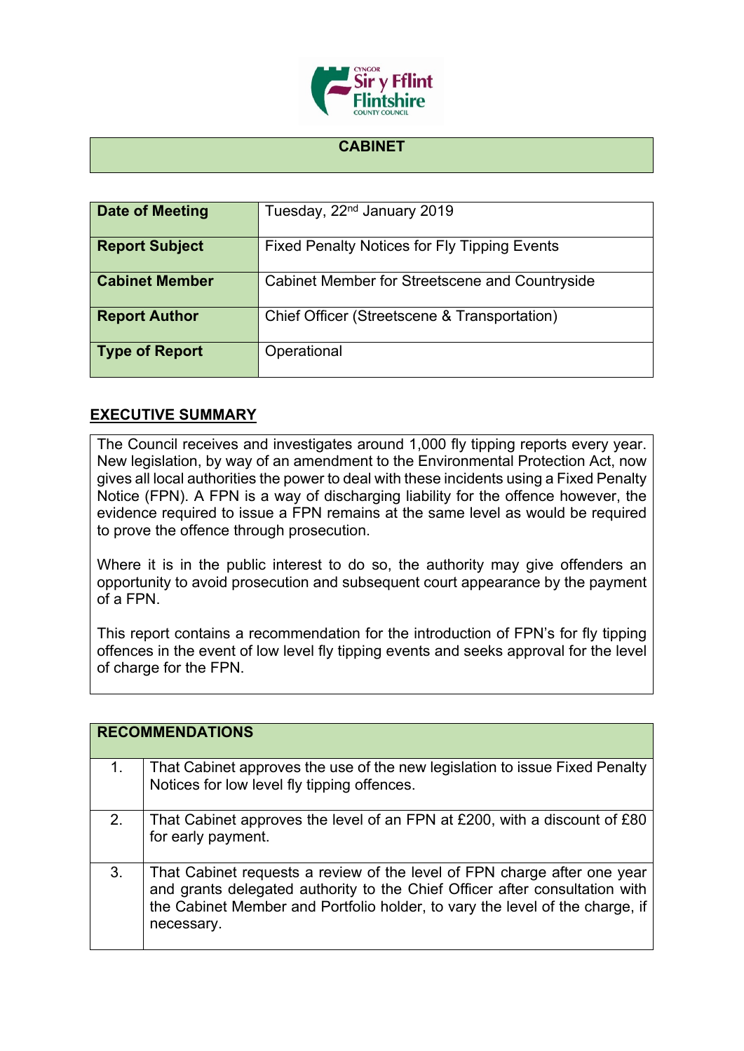# CABINET

| Date of Meeting | Tuesday, 22nd January 2019 |
|---|---|
| Report Subject | Fixed Penalty Notices for Fly Tipping Events |
| Cabinet Member | Cabinet Member for Streetscene and Countryside |
| Report Author | Chief Officer (Streetscene & Transportation) |
| Type of Report | Operational |

## EXECUTIVE SUMMARY

The Council receives and investigates around 1,000 fly tipping reports every year. New legislation, by way of an amendment to the Environmental Protection Act, now gives all local authorities the power to deal with these incidents using a Fixed Penalty Notice (FPN). A FPN is a way of discharging liability for the offence however, the evidence required to issue a FPN remains at the same level as would be required to prove the offence through prosecution.

Where it is in the public interest to do so, the authority may give offenders an opportunity to avoid prosecution and subsequent court appearance by the payment of a FPN.

This report contains a recommendation for the introduction of FPN's for fly tipping offences in the event of low level fly tipping events and seeks approval for the level of charge for the FPN.

| RECOMMENDATIONS | |
|---|---|
| 1. | That Cabinet approves the use of the new legislation to issue Fixed Penalty Notices for low level fly tipping offences. |
| 2. | That Cabinet approves the level of an FPN at £200, with a discount of £80 for early payment. |
| 3. | That Cabinet requests a review of the level of FPN charge after one year and grants delegated authority to the Chief Officer after consultation with the Cabinet Member and Portfolio holder, to vary the level of the charge, if necessary. |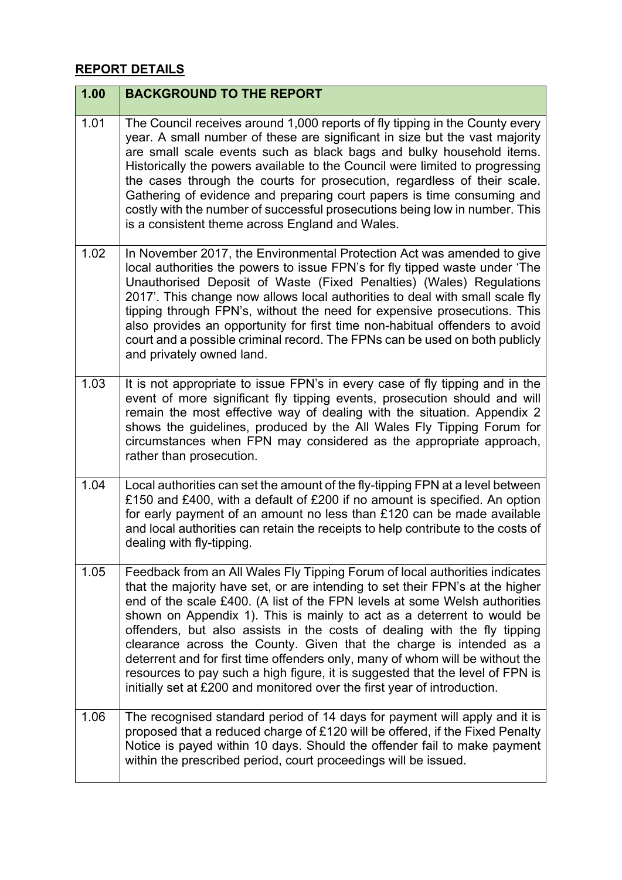## REPORT DETAILS

| 1.00 | BACKGROUND TO THE REPORT |
|---|---|
| 1.01 | The Council receives around 1,000 reports of fly tipping in the County every year. A small number of these are significant in size but the vast majority are small scale events such as black bags and bulky household items. Historically the powers available to the Council were limited to progressing the cases through the courts for prosecution, regardless of their scale. Gathering of evidence and preparing court papers is time consuming and costly with the number of successful prosecutions being low in number. This is a consistent theme across England and Wales. |
| 1.02 | In November 2017, the Environmental Protection Act was amended to give local authorities the powers to issue FPN's for fly tipped waste under 'The Unauthorised Deposit of Waste (Fixed Penalties) (Wales) Regulations 2017'. This change now allows local authorities to deal with small scale fly tipping through FPN's, without the need for expensive prosecutions. This also provides an opportunity for first time non-habitual offenders to avoid court and a possible criminal record. The FPNs can be used on both publicly and privately owned land. |
| 1.03 | It is not appropriate to issue FPN's in every case of fly tipping and in the event of more significant fly tipping events, prosecution should and will remain the most effective way of dealing with the situation. Appendix 2 shows the guidelines, produced by the All Wales Fly Tipping Forum for circumstances when FPN may considered as the appropriate approach, rather than prosecution. |
| 1.04 | Local authorities can set the amount of the fly-tipping FPN at a level between £150 and £400, with a default of £200 if no amount is specified. An option for early payment of an amount no less than £120 can be made available and local authorities can retain the receipts to help contribute to the costs of dealing with fly-tipping. |
| 1.05 | Feedback from an All Wales Fly Tipping Forum of local authorities indicates that the majority have set, or are intending to set their FPN's at the higher end of the scale £400. (A list of the FPN levels at some Welsh authorities shown on Appendix 1). This is mainly to act as a deterrent to would be offenders, but also assists in the costs of dealing with the fly tipping clearance across the County. Given that the charge is intended as a deterrent and for first time offenders only, many of whom will be without the resources to pay such a high figure, it is suggested that the level of FPN is initially set at £200 and monitored over the first year of introduction. |
| 1.06 | The recognised standard period of 14 days for payment will apply and it is proposed that a reduced charge of £120 will be offered, if the Fixed Penalty Notice is payed within 10 days. Should the offender fail to make payment within the prescribed period, court proceedings will be issued. |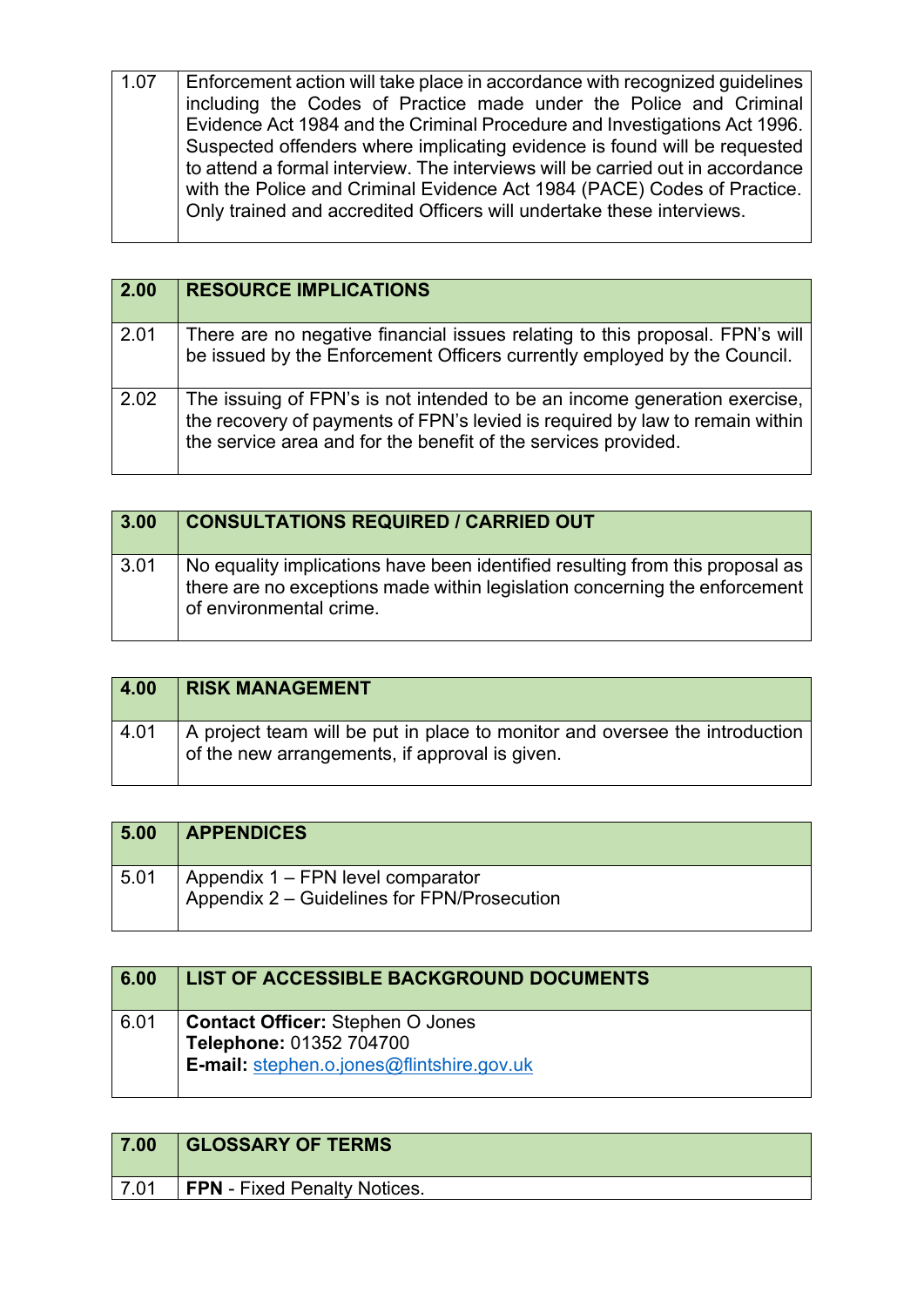| | |
|---|---|
| 1.07 | Enforcement action will take place in accordance with recognized guidelines including the Codes of Practice made under the Police and Criminal Evidence Act 1984 and the Criminal Procedure and Investigations Act 1996. Suspected offenders where implicating evidence is found will be requested to attend a formal interview. The interviews will be carried out in accordance with the Police and Criminal Evidence Act 1984 (PACE) Codes of Practice. Only trained and accredited Officers will undertake these interviews. |

| **2.00** | **RESOURCE IMPLICATIONS** |
|---|---|
| 2.01 | There are no negative financial issues relating to this proposal. FPN's will be issued by the Enforcement Officers currently employed by the Council. |
| 2.02 | The issuing of FPN's is not intended to be an income generation exercise, the recovery of payments of FPN's levied is required by law to remain within the service area and for the benefit of the services provided. |

| **3.00** | **CONSULTATIONS REQUIRED / CARRIED OUT** |
|---|---|
| 3.01 | No equality implications have been identified resulting from this proposal as there are no exceptions made within legislation concerning the enforcement of environmental crime. |

| **4.00** | **RISK MANAGEMENT** |
|---|---|
| 4.01 | A project team will be put in place to monitor and oversee the introduction of the new arrangements, if approval is given. |

| **5.00** | **APPENDICES** |
|---|---|
| 5.01 | Appendix 1 – FPN level comparator<br>Appendix 2 – Guidelines for FPN/Prosecution |

| **6.00** | **LIST OF ACCESSIBLE BACKGROUND DOCUMENTS** |
|---|---|
| 6.01 | **Contact Officer:** Stephen O Jones<br>**Telephone:** 01352 704700<br>**E-mail:** stephen.o.jones@flintshire.gov.uk |

| **7.00** | **GLOSSARY OF TERMS** |
|---|---|
| 7.01 | **FPN** - Fixed Penalty Notices. |